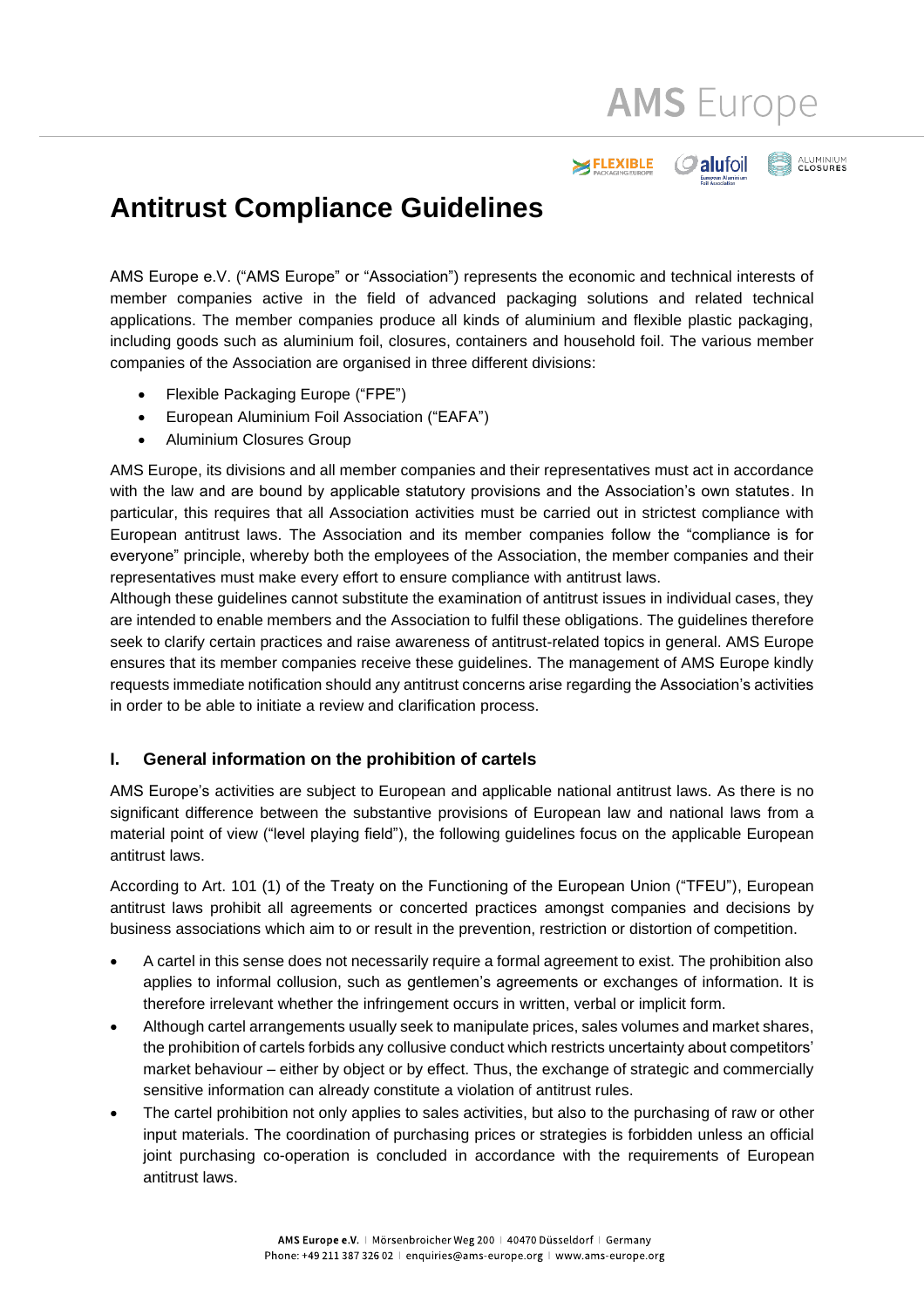# Antitrust Compliance Guidelines

AMS Europe e.V. ("AMS Europe" or "Association") represents the economic and technical interests of member companies active in the field of advanced packaging solutions and related technical applications. The member companies produce all kinds of aluminium and flexible plastic packaging, including goods such as aluminium foil, closures, containers and household foil. The various member companies of the Association are organised in three different divisions:

- Flexible Packaging Europe ("FPE")
- European Aluminium Foil Association ("EAFA")
- Aluminium Closures Group

AMS Europe, its divisions and all member companies and their representatives must act in accordance with the law and are bound by applicable statutory provisions and the Association's own statutes. In particular, this requires that all Association activities must be carried out in strictest compliance with European antitrust laws. The Association and its member companies follow the "compliance is for everyone" principle, whereby both the employees of the Association, the member companies and their representatives must make every effort to ensure compliance with antitrust laws.
Although these guidelines cannot substitute the examination of antitrust issues in individual cases, they are intended to enable members and the Association to fulfil these obligations. The guidelines therefore seek to clarify certain practices and raise awareness of antitrust-related topics in general. AMS Europe ensures that its member companies receive these guidelines. The management of AMS Europe kindly requests immediate notification should any antitrust concerns arise regarding the Association's activities in order to be able to initiate a review and clarification process.

## I. General information on the prohibition of cartels

AMS Europe's activities are subject to European and applicable national antitrust laws. As there is no significant difference between the substantive provisions of European law and national laws from a material point of view ("level playing field"), the following guidelines focus on the applicable European antitrust laws.

According to Art. 101 (1) of the Treaty on the Functioning of the European Union ("TFEU"), European antitrust laws prohibit all agreements or concerted practices amongst companies and decisions by business associations which aim to or result in the prevention, restriction or distortion of competition.

- A cartel in this sense does not necessarily require a formal agreement to exist. The prohibition also applies to informal collusion, such as gentlemen's agreements or exchanges of information. It is therefore irrelevant whether the infringement occurs in written, verbal or implicit form.
- Although cartel arrangements usually seek to manipulate prices, sales volumes and market shares, the prohibition of cartels forbids any collusive conduct which restricts uncertainty about competitors' market behaviour – either by object or by effect. Thus, the exchange of strategic and commercially sensitive information can already constitute a violation of antitrust rules.
- The cartel prohibition not only applies to sales activities, but also to the purchasing of raw or other input materials. The coordination of purchasing prices or strategies is forbidden unless an official joint purchasing co-operation is concluded in accordance with the requirements of European antitrust laws.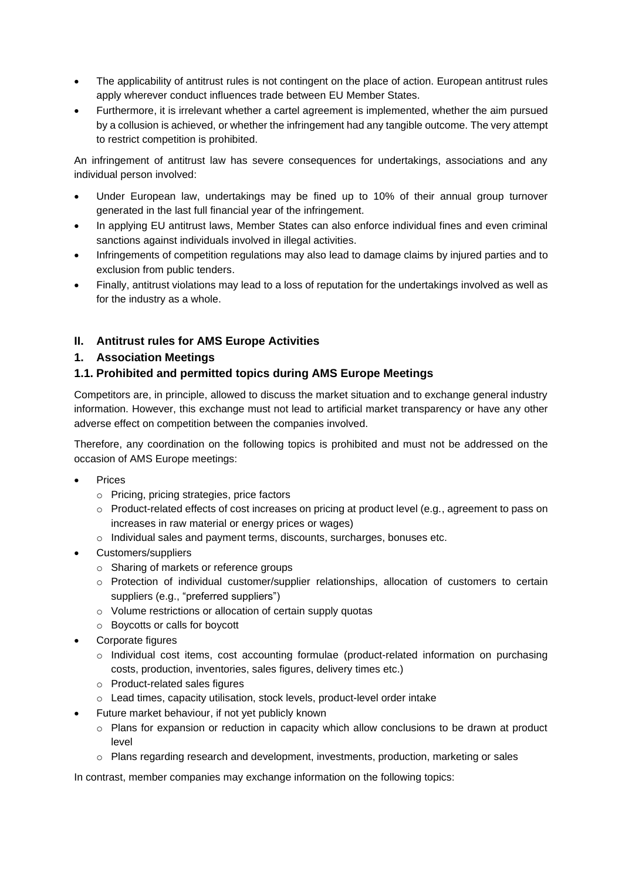- The applicability of antitrust rules is not contingent on the place of action. European antitrust rules apply wherever conduct influences trade between EU Member States.
- Furthermore, it is irrelevant whether a cartel agreement is implemented, whether the aim pursued by a collusion is achieved, or whether the infringement had any tangible outcome. The very attempt to restrict competition is prohibited.

An infringement of antitrust law has severe consequences for undertakings, associations and any individual person involved:

- Under European law, undertakings may be fined up to 10% of their annual group turnover generated in the last full financial year of the infringement.
- In applying EU antitrust laws, Member States can also enforce individual fines and even criminal sanctions against individuals involved in illegal activities.
- Infringements of competition regulations may also lead to damage claims by injured parties and to exclusion from public tenders.
- Finally, antitrust violations may lead to a loss of reputation for the undertakings involved as well as for the industry as a whole.

## II. Antitrust rules for AMS Europe Activities

### 1. Association Meetings

### 1.1. Prohibited and permitted topics during AMS Europe Meetings

Competitors are, in principle, allowed to discuss the market situation and to exchange general industry information. However, this exchange must not lead to artificial market transparency or have any other adverse effect on competition between the companies involved.

Therefore, any coordination on the following topics is prohibited and must not be addressed on the occasion of AMS Europe meetings:

- Prices
  - Pricing, pricing strategies, price factors
  - Product-related effects of cost increases on pricing at product level (e.g., agreement to pass on increases in raw material or energy prices or wages)
  - Individual sales and payment terms, discounts, surcharges, bonuses etc.
- Customers/suppliers
  - Sharing of markets or reference groups
  - Protection of individual customer/supplier relationships, allocation of customers to certain suppliers (e.g., "preferred suppliers")
  - Volume restrictions or allocation of certain supply quotas
  - Boycotts or calls for boycott
- Corporate figures
  - Individual cost items, cost accounting formulae (product-related information on purchasing costs, production, inventories, sales figures, delivery times etc.)
  - Product-related sales figures
  - Lead times, capacity utilisation, stock levels, product-level order intake
- Future market behaviour, if not yet publicly known
  - Plans for expansion or reduction in capacity which allow conclusions to be drawn at product level
  - Plans regarding research and development, investments, production, marketing or sales

In contrast, member companies may exchange information on the following topics: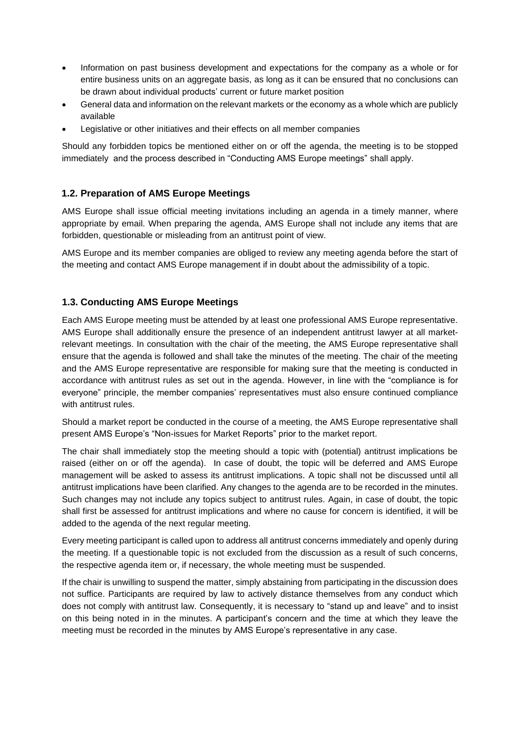- Information on past business development and expectations for the company as a whole or for entire business units on an aggregate basis, as long as it can be ensured that no conclusions can be drawn about individual products' current or future market position
- General data and information on the relevant markets or the economy as a whole which are publicly available
- Legislative or other initiatives and their effects on all member companies

Should any forbidden topics be mentioned either on or off the agenda, the meeting is to be stopped immediately and the process described in "Conducting AMS Europe meetings" shall apply.

### 1.2. Preparation of AMS Europe Meetings

AMS Europe shall issue official meeting invitations including an agenda in a timely manner, where appropriate by email. When preparing the agenda, AMS Europe shall not include any items that are forbidden, questionable or misleading from an antitrust point of view.

AMS Europe and its member companies are obliged to review any meeting agenda before the start of the meeting and contact AMS Europe management if in doubt about the admissibility of a topic.

### 1.3. Conducting AMS Europe Meetings

Each AMS Europe meeting must be attended by at least one professional AMS Europe representative. AMS Europe shall additionally ensure the presence of an independent antitrust lawyer at all market-relevant meetings. In consultation with the chair of the meeting, the AMS Europe representative shall ensure that the agenda is followed and shall take the minutes of the meeting. The chair of the meeting and the AMS Europe representative are responsible for making sure that the meeting is conducted in accordance with antitrust rules as set out in the agenda. However, in line with the "compliance is for everyone" principle, the member companies' representatives must also ensure continued compliance with antitrust rules.

Should a market report be conducted in the course of a meeting, the AMS Europe representative shall present AMS Europe's "Non-issues for Market Reports" prior to the market report.

The chair shall immediately stop the meeting should a topic with (potential) antitrust implications be raised (either on or off the agenda). In case of doubt, the topic will be deferred and AMS Europe management will be asked to assess its antitrust implications. A topic shall not be discussed until all antitrust implications have been clarified. Any changes to the agenda are to be recorded in the minutes. Such changes may not include any topics subject to antitrust rules. Again, in case of doubt, the topic shall first be assessed for antitrust implications and where no cause for concern is identified, it will be added to the agenda of the next regular meeting.

Every meeting participant is called upon to address all antitrust concerns immediately and openly during the meeting. If a questionable topic is not excluded from the discussion as a result of such concerns, the respective agenda item or, if necessary, the whole meeting must be suspended.

If the chair is unwilling to suspend the matter, simply abstaining from participating in the discussion does not suffice. Participants are required by law to actively distance themselves from any conduct which does not comply with antitrust law. Consequently, it is necessary to "stand up and leave" and to insist on this being noted in in the minutes. A participant's concern and the time at which they leave the meeting must be recorded in the minutes by AMS Europe's representative in any case.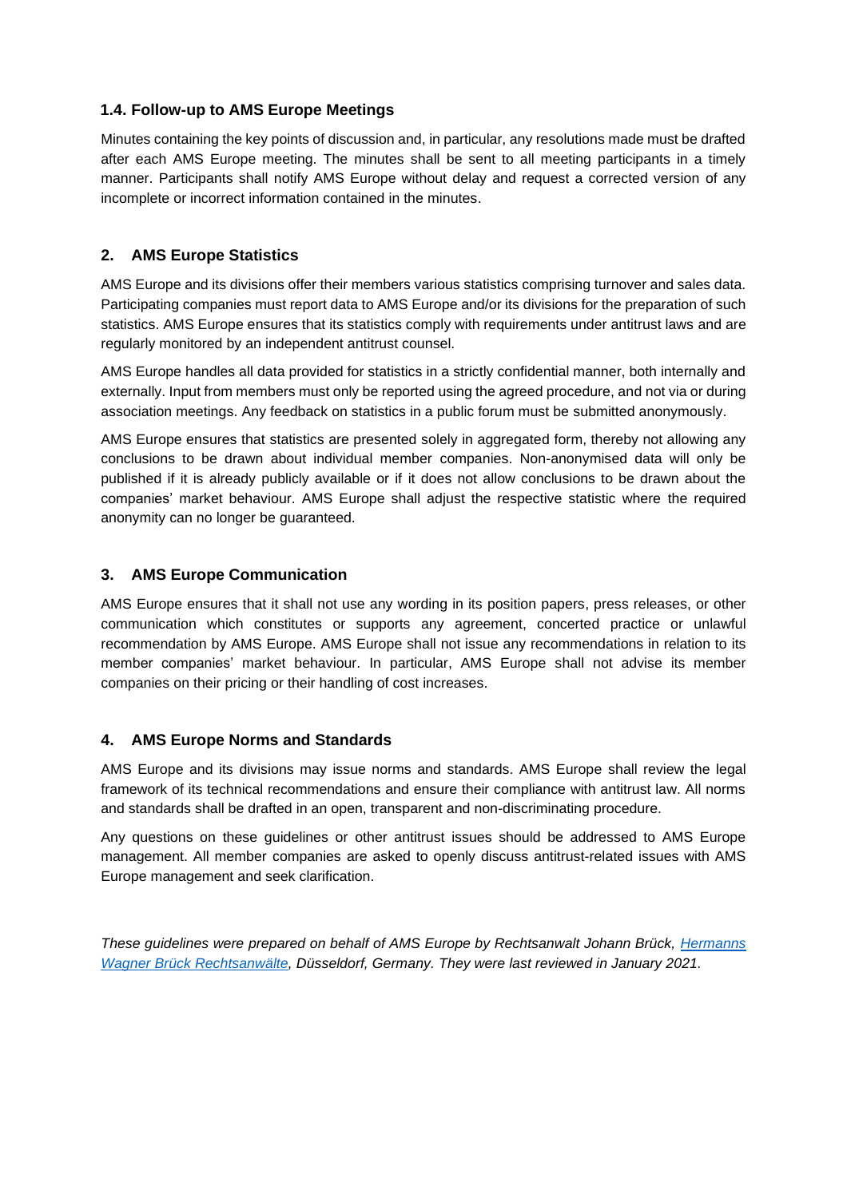### 1.4. Follow-up to AMS Europe Meetings

Minutes containing the key points of discussion and, in particular, any resolutions made must be drafted after each AMS Europe meeting. The minutes shall be sent to all meeting participants in a timely manner. Participants shall notify AMS Europe without delay and request a corrected version of any incomplete or incorrect information contained in the minutes.

## 2. AMS Europe Statistics

AMS Europe and its divisions offer their members various statistics comprising turnover and sales data. Participating companies must report data to AMS Europe and/or its divisions for the preparation of such statistics. AMS Europe ensures that its statistics comply with requirements under antitrust laws and are regularly monitored by an independent antitrust counsel.

AMS Europe handles all data provided for statistics in a strictly confidential manner, both internally and externally. Input from members must only be reported using the agreed procedure, and not via or during association meetings. Any feedback on statistics in a public forum must be submitted anonymously.

AMS Europe ensures that statistics are presented solely in aggregated form, thereby not allowing any conclusions to be drawn about individual member companies. Non-anonymised data will only be published if it is already publicly available or if it does not allow conclusions to be drawn about the companies' market behaviour. AMS Europe shall adjust the respective statistic where the required anonymity can no longer be guaranteed.

## 3. AMS Europe Communication

AMS Europe ensures that it shall not use any wording in its position papers, press releases, or other communication which constitutes or supports any agreement, concerted practice or unlawful recommendation by AMS Europe. AMS Europe shall not issue any recommendations in relation to its member companies' market behaviour. In particular, AMS Europe shall not advise its member companies on their pricing or their handling of cost increases.

## 4. AMS Europe Norms and Standards

AMS Europe and its divisions may issue norms and standards. AMS Europe shall review the legal framework of its technical recommendations and ensure their compliance with antitrust law. All norms and standards shall be drafted in an open, transparent and non-discriminating procedure.

Any questions on these guidelines or other antitrust issues should be addressed to AMS Europe management. All member companies are asked to openly discuss antitrust-related issues with AMS Europe management and seek clarification.

*These guidelines were prepared on behalf of AMS Europe by Rechtsanwalt Johann Brück, Hermanns Wagner Brück Rechtsanwälte, Düsseldorf, Germany. They were last reviewed in January 2021.*